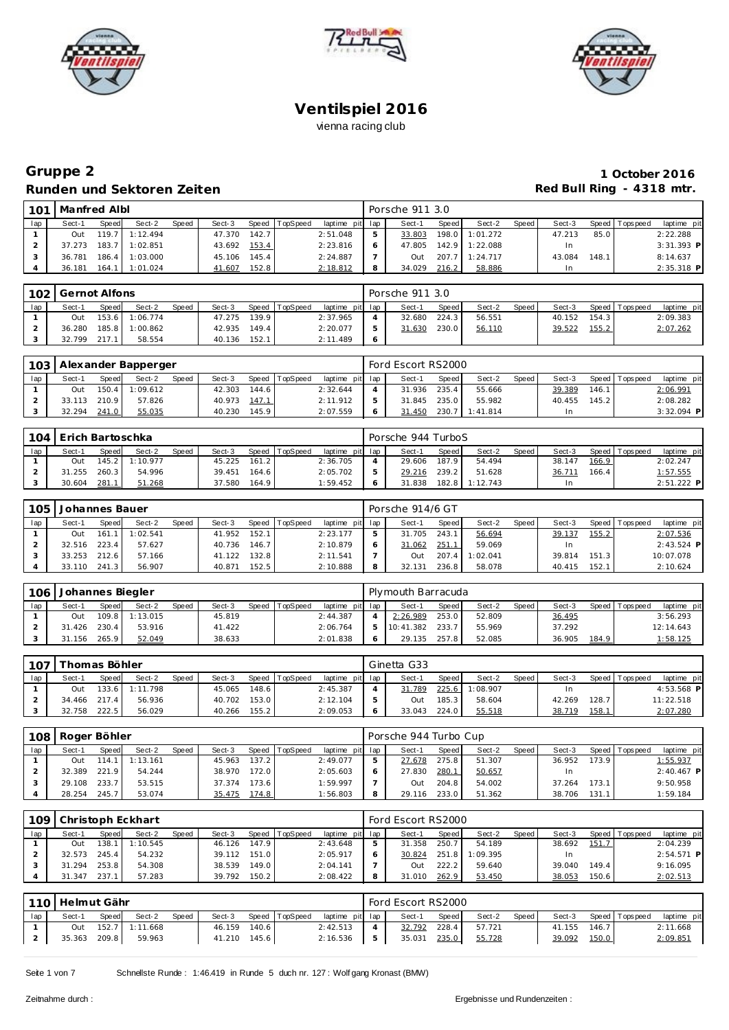# Ventilspiel 2016

vienna racing club

## Gruppe 2

**1 October 2016**

## Runden und Sektoren Zeiten

**Red Bull Ring - 4318 mtr.**

### 101 Manfred Albl — Porsche 911 3.0

| lap | Sect-1 | Speed | Sect-2 | Speed | Sect-3 | Speed | TopSpeed | laptime pit | lap | Sect-1 | Speed | Sect-2 | Speed | Sect-3 | Speed | Topspeed | laptime pit |
|---|---|---|---|---|---|---|---|---|---|---|---|---|---|---|---|---|---|
| 1 | Out | 119.7 | 1:12.494 | | 47.370 | 142.7 | | 2:51.048 | 5 | 33.803 | 198.0 | 1:01.272 | | 47.213 | 85.0 | | 2:22.288 |
| 2 | 37.273 | 183.7 | 1:02.851 | | 43.692 | 153.4 | | 2:23.816 | 6 | 47.805 | 142.9 | 1:22.088 | | In | | | 3:31.393 P |
| 3 | 36.781 | 186.4 | 1:03.000 | | 45.106 | 145.4 | | 2:24.887 | 7 | Out | 207.7 | 1:24.717 | | 43.084 | 148.1 | | 8:14.637 |
| 4 | 36.181 | 164.1 | 1:01.024 | | 41.607 | 152.8 | | 2:18.812 | 8 | 34.029 | 216.2 | 58.886 | | In | | | 2:35.318 P |

### 102 Gernot Alfons — Porsche 911 3.0

| lap | Sect-1 | Speed | Sect-2 | Speed | Sect-3 | Speed | TopSpeed | laptime pit | lap | Sect-1 | Speed | Sect-2 | Speed | Sect-3 | Speed | Topspeed | laptime pit |
|---|---|---|---|---|---|---|---|---|---|---|---|---|---|---|---|---|---|
| 1 | Out | 153.6 | 1:06.774 | | 47.275 | 139.9 | | 2:37.965 | 4 | 32.680 | 224.3 | 56.551 | | 40.152 | 154.3 | | 2:09.383 |
| 2 | 36.280 | 185.8 | 1:00.862 | | 42.935 | 149.4 | | 2:20.077 | 5 | 31.630 | 230.0 | 56.110 | | 39.522 | 155.2 | | 2:07.262 |
| 3 | 32.799 | 217.1 | 58.554 | | 40.136 | 152.1 | | 2:11.489 | 6 | | | | | | | | |

### 103 Alexander Bapperger — Ford Escort RS2000

| lap | Sect-1 | Speed | Sect-2 | Speed | Sect-3 | Speed | TopSpeed | laptime pit | lap | Sect-1 | Speed | Sect-2 | Speed | Sect-3 | Speed | Topspeed | laptime pit |
|---|---|---|---|---|---|---|---|---|---|---|---|---|---|---|---|---|---|
| 1 | Out | 150.4 | 1:09.612 | | 42.303 | 144.6 | | 2:32.644 | 4 | 31.936 | 235.4 | 55.666 | | 39.389 | 146.1 | | 2:06.991 |
| 2 | 33.113 | 210.9 | 57.826 | | 40.973 | 147.1 | | 2:11.912 | 5 | 31.845 | 235.0 | 55.982 | | 40.455 | 145.2 | | 2:08.282 |
| 3 | 32.294 | 241.0 | 55.035 | | 40.230 | 145.9 | | 2:07.559 | 6 | 31.450 | 230.7 | 1:41.814 | | In | | | 3:32.094 P |

### 104 Erich Bartoschka — Porsche 944 TurboS

| lap | Sect-1 | Speed | Sect-2 | Speed | Sect-3 | Speed | TopSpeed | laptime pit | lap | Sect-1 | Speed | Sect-2 | Speed | Sect-3 | Speed | Topspeed | laptime pit |
|---|---|---|---|---|---|---|---|---|---|---|---|---|---|---|---|---|---|
| 1 | Out | 145.2 | 1:10.977 | | 45.225 | 161.2 | | 2:36.705 | 4 | 29.606 | 187.9 | 54.494 | | 38.147 | 166.9 | | 2:02.247 |
| 2 | 31.255 | 260.3 | 54.996 | | 39.451 | 164.6 | | 2:05.702 | 5 | 29.216 | 239.2 | 51.628 | | 36.711 | 166.4 | | 1:57.555 |
| 3 | 30.604 | 281.1 | 51.268 | | 37.580 | 164.9 | | 1:59.452 | 6 | 31.838 | 182.8 | 1:12.743 | | In | | | 2:51.222 P |

### 105 Johannes Bauer — Porsche 914/6 GT

| lap | Sect-1 | Speed | Sect-2 | Speed | Sect-3 | Speed | TopSpeed | laptime pit | lap | Sect-1 | Speed | Sect-2 | Speed | Sect-3 | Speed | Topspeed | laptime pit |
|---|---|---|---|---|---|---|---|---|---|---|---|---|---|---|---|---|---|
| 1 | Out | 161.1 | 1:02.541 | | 41.952 | 152.1 | | 2:23.177 | 5 | 31.705 | 243.1 | 56.694 | | 39.137 | 155.2 | | 2:07.536 |
| 2 | 32.516 | 223.4 | 57.627 | | 40.736 | 146.7 | | 2:10.879 | 6 | 31.062 | 251.1 | 59.069 | | In | | | 2:43.524 P |
| 3 | 33.253 | 212.6 | 57.166 | | 41.122 | 132.8 | | 2:11.541 | 7 | Out | 207.4 | 1:02.041 | | 39.814 | 151.3 | | 10:07.078 |
| 4 | 33.110 | 241.3 | 56.907 | | 40.871 | 152.5 | | 2:10.888 | 8 | 32.131 | 236.8 | 58.078 | | 40.415 | 152.1 | | 2:10.624 |

### 106 Johannes Biegler — Plymouth Barracuda

| lap | Sect-1 | Speed | Sect-2 | Speed | Sect-3 | Speed | TopSpeed | laptime pit | lap | Sect-1 | Speed | Sect-2 | Speed | Sect-3 | Speed | Topspeed | laptime pit |
|---|---|---|---|---|---|---|---|---|---|---|---|---|---|---|---|---|---|
| 1 | Out | 109.8 | 1:13.015 | | 45.819 | | | 2:44.387 | 4 | 2:26.989 | 253.0 | 52.809 | | 36.495 | | | 3:56.293 |
| 2 | 31.426 | 230.4 | 53.916 | | 41.422 | | | 2:06.764 | 5 | 10:41.382 | 233.7 | 55.969 | | 37.292 | | | 12:14.643 |
| 3 | 31.156 | 265.9 | 52.049 | | 38.633 | | | 2:01.838 | 6 | 29.135 | 257.8 | 52.085 | | 36.905 | 184.9 | | 1:58.125 |

### 107 Thomas Böhler — Ginetta G33

| lap | Sect-1 | Speed | Sect-2 | Speed | Sect-3 | Speed | TopSpeed | laptime pit | lap | Sect-1 | Speed | Sect-2 | Speed | Sect-3 | Speed | Topspeed | laptime pit |
|---|---|---|---|---|---|---|---|---|---|---|---|---|---|---|---|---|---|
| 1 | Out | 133.6 | 1:11.798 | | 45.065 | 148.6 | | 2:45.387 | 4 | 31.789 | 225.6 | 1:08.907 | | In | | | 4:53.568 P |
| 2 | 34.466 | 217.4 | 56.936 | | 40.702 | 153.0 | | 2:12.104 | 5 | Out | 185.3 | 58.604 | | 42.269 | 128.7 | | 11:22.518 |
| 3 | 32.758 | 222.5 | 56.029 | | 40.266 | 155.2 | | 2:09.053 | 6 | 33.043 | 224.0 | 55.518 | | 38.719 | 158.1 | | 2:07.280 |

### 108 Roger Böhler — Porsche 944 Turbo Cup

| lap | Sect-1 | Speed | Sect-2 | Speed | Sect-3 | Speed | TopSpeed | laptime pit | lap | Sect-1 | Speed | Sect-2 | Speed | Sect-3 | Speed | Topspeed | laptime pit |
|---|---|---|---|---|---|---|---|---|---|---|---|---|---|---|---|---|---|
| 1 | Out | 114.1 | 1:13.161 | | 45.963 | 137.2 | | 2:49.077 | 5 | 27.678 | 275.8 | 51.307 | | 36.952 | 173.9 | | 1:55.937 |
| 2 | 32.389 | 221.9 | 54.244 | | 38.970 | 172.0 | | 2:05.603 | 6 | 27.830 | 280.1 | 50.657 | | In | | | 2:40.467 P |
| 3 | 29.108 | 233.7 | 53.515 | | 37.374 | 173.6 | | 1:59.997 | 7 | Out | 204.8 | 54.002 | | 37.264 | 173.1 | | 9:50.958 |
| 4 | 28.254 | 245.7 | 53.074 | | 35.475 | 174.8 | | 1:56.803 | 8 | 29.116 | 233.0 | 51.362 | | 38.706 | 131.1 | | 1:59.184 |

### 109 Christoph Eckhart — Ford Escort RS2000

| lap | Sect-1 | Speed | Sect-2 | Speed | Sect-3 | Speed | TopSpeed | laptime pit | lap | Sect-1 | Speed | Sect-2 | Speed | Sect-3 | Speed | Topspeed | laptime pit |
|---|---|---|---|---|---|---|---|---|---|---|---|---|---|---|---|---|---|
| 1 | Out | 138.1 | 1:10.545 | | 46.126 | 147.9 | | 2:43.648 | 5 | 31.358 | 250.7 | 54.189 | | 38.692 | 151.7 | | 2:04.239 |
| 2 | 32.573 | 245.4 | 54.232 | | 39.112 | 151.0 | | 2:05.917 | 6 | 30.824 | 251.8 | 1:09.395 | | In | | | 2:54.571 P |
| 3 | 31.294 | 253.8 | 54.308 | | 38.539 | 149.0 | | 2:04.141 | 7 | Out | 222.2 | 59.640 | | 39.040 | 149.4 | | 9:16.095 |
| 4 | 31.347 | 237.1 | 57.283 | | 39.792 | 150.2 | | 2:08.422 | 8 | 31.010 | 262.9 | 53.450 | | 38.053 | 150.6 | | 2:02.513 |

### 110 Helmut Gähr — Ford Escort RS2000

| lap | Sect-1 | Speed | Sect-2 | Speed | Sect-3 | Speed | TopSpeed | laptime pit | lap | Sect-1 | Speed | Sect-2 | Speed | Sect-3 | Speed | Topspeed | laptime pit |
|---|---|---|---|---|---|---|---|---|---|---|---|---|---|---|---|---|---|
| 1 | Out | 152.7 | 1:11.668 | | 46.159 | 140.6 | | 2:42.513 | 4 | 32.792 | 228.4 | 57.721 | | 41.155 | 146.7 | | 2:11.668 |
| 2 | 35.363 | 209.8 | 59.963 | | 41.210 | 145.6 | | 2:16.536 | 5 | 35.031 | 235.0 | 55.728 | | 39.092 | 150.0 | | 2:09.851 |

Schnellste Runde : 1:46.419 in Runde 5 duch nr. 127 : Wolfgang Kronast (BMW)

Zeitnahme durch :

Ergebnisse und Rundenzeiten :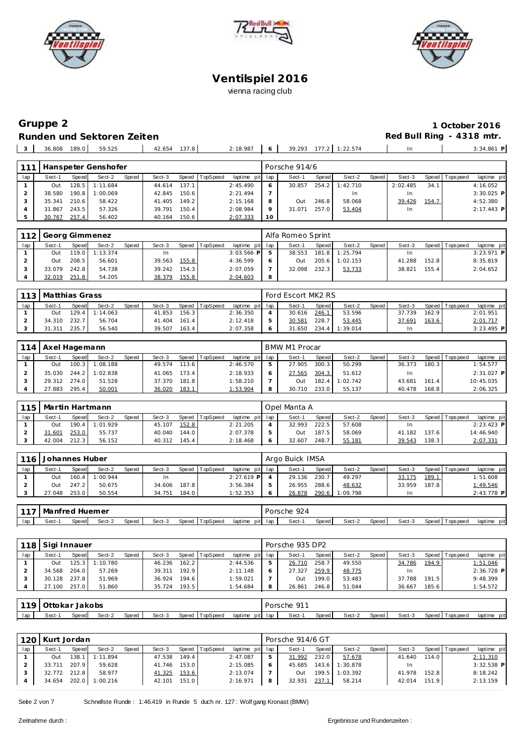# Ventilspiel 2016

vienna racing club

## Gruppe 2

**Runden und Sektoren Zeiten**

**1 October 2016**

**Red Bull Ring - 4318 mtr.**

| 3 | 36.808 | 189.0 | 59.525 | | 42.654 | 137.8 | | 2:18.987 | 6 | 39.293 | 177.2 | 1:22.574 | | In | | | 3:34.861 P |
|---|---|---|---|---|---|---|---|---|---|---|---|---|---|---|---|---|---|

| 111 | Hanspeter Genshofer | | | | | | | | Porsche 914/6 | | | | | | | | |
|---|---|---|---|---|---|---|---|---|---|---|---|---|---|---|---|---|---|
| lap | Sect-1 | Speed | Sect-2 | Speed | Sect-3 | Speed | TopSpeed | laptime pit | lap | Sect-1 | Speed | Sect-2 | Speed | Sect-3 | Speed | Topspeed | laptime pit |
| 1 | Out | 128.5 | 1:11.684 | | 44.614 | 137.1 | | 2:45.490 | 6 | 30.857 | 254.2 | 1:42.710 | | 2:02.485 | 34.1 | | 4:16.052 |
| 2 | 38.580 | 190.8 | 1:00.069 | | 42.845 | 150.6 | | 2:21.494 | 7 | | | In | | In | | | 3:30.025 P |
| 3 | 35.341 | 210.6 | 58.422 | | 41.405 | 149.2 | | 2:15.168 | 8 | Out | 246.8 | 58.068 | | 39.426 | 154.7 | | 4:52.380 |
| 4 | 31.867 | 243.5 | 57.326 | | 39.791 | 150.4 | | 2:08.984 | 9 | 31.071 | 257.0 | 53.404 | | In | | | 2:17.443 P |
| 5 | 30.767 | 257.4 | 56.402 | | 40.164 | 150.6 | | 2:07.333 | 10 | | | | | | | | |

| 112 | Georg Gimmenez | | | | | | | | Alfa Romeo Sprint | | | | | | | | |
|---|---|---|---|---|---|---|---|---|---|---|---|---|---|---|---|---|---|
| lap | Sect-1 | Speed | Sect-2 | Speed | Sect-3 | Speed | TopSpeed | laptime pit | lap | Sect-1 | Speed | Sect-2 | Speed | Sect-3 | Speed | Topspeed | laptime pit |
| 1 | Out | 119.0 | 1:13.374 | | In | | | 3:03.566 P | 5 | 38.553 | 181.8 | 1:25.794 | | In | | | 3:23.971 P |
| 2 | Out | 208.5 | 56.601 | | 39.563 | 155.8 | | 4:36.599 | 6 | Out | 205.6 | 1:02.153 | | 41.288 | 152.8 | | 8:35.819 |
| 3 | 33.079 | 242.8 | 54.738 | | 39.242 | 154.3 | | 2:07.059 | 7 | 32.098 | 232.3 | 53.733 | | 38.821 | 155.4 | | 2:04.652 |
| 4 | 32.019 | 251.8 | 54.205 | | 38.379 | 155.8 | | 2:04.603 | 8 | | | | | | | | |

| 113 | Matthias Grass | | | | | | | | Ford Escort MK2 RS | | | | | | | | |
|---|---|---|---|---|---|---|---|---|---|---|---|---|---|---|---|---|---|
| lap | Sect-1 | Speed | Sect-2 | Speed | Sect-3 | Speed | TopSpeed | laptime pit | lap | Sect-1 | Speed | Sect-2 | Speed | Sect-3 | Speed | Topspeed | laptime pit |
| 1 | Out | 129.4 | 1:14.063 | | 41.853 | 156.3 | | 2:36.350 | 4 | 30.616 | 246.1 | 53.596 | | 37.739 | 162.9 | | 2:01.951 |
| 2 | 34.310 | 232.7 | 56.704 | | 41.404 | 161.4 | | 2:12.418 | 5 | 30.581 | 228.7 | 53.445 | | 37.691 | 163.6 | | 2:01.717 |
| 3 | 31.311 | 235.7 | 56.540 | | 39.507 | 163.4 | | 2:07.358 | 6 | 31.650 | 234.4 | 1:39.014 | | In | | | 3:23.495 P |

| 114 | Axel Hagemann | | | | | | | | BMW M1 Procar | | | | | | | | |
|---|---|---|---|---|---|---|---|---|---|---|---|---|---|---|---|---|---|
| lap | Sect-1 | Speed | Sect-2 | Speed | Sect-3 | Speed | TopSpeed | laptime pit | lap | Sect-1 | Speed | Sect-2 | Speed | Sect-3 | Speed | Topspeed | laptime pit |
| 1 | Out | 100.3 | 1:08.188 | | 49.574 | 113.6 | | 2:46.570 | 5 | 27.905 | 300.3 | 50.299 | | 36.373 | 180.3 | | 1:54.577 |
| 2 | 35.030 | 244.2 | 1:02.838 | | 41.065 | 173.4 | | 2:18.933 | 6 | 27.565 | 304.3 | 51.612 | | In | | | 2:31.027 P |
| 3 | 29.312 | 274.0 | 51.528 | | 37.370 | 181.8 | | 1:58.210 | 7 | Out | 182.4 | 1:02.742 | | 43.681 | 161.4 | | 10:45.035 |
| 4 | 27.883 | 295.4 | 50.001 | | 36.020 | 183.1 | | 1:53.904 | 8 | 30.710 | 233.0 | 55.137 | | 40.478 | 168.8 | | 2:06.325 |

| 115 | Martin Hartmann | | | | | | | | Opel Manta A | | | | | | | | |
|---|---|---|---|---|---|---|---|---|---|---|---|---|---|---|---|---|---|
| lap | Sect-1 | Speed | Sect-2 | Speed | Sect-3 | Speed | TopSpeed | laptime pit | lap | Sect-1 | Speed | Sect-2 | Speed | Sect-3 | Speed | Topspeed | laptime pit |
| 1 | Out | 190.4 | 1:01.929 | | 45.107 | 152.8 | | 2:21.205 | 4 | 32.993 | 222.5 | 57.608 | | In | | | 2:23.423 P |
| 2 | 31.601 | 253.0 | 55.737 | | 40.040 | 144.0 | | 2:07.378 | 5 | Out | 187.5 | 58.069 | | 41.182 | 137.6 | | 14:46.940 |
| 3 | 42.004 | 212.3 | 56.152 | | 40.312 | 145.4 | | 2:18.468 | 6 | 32.607 | 248.7 | 55.181 | | 39.543 | 138.3 | | 2:07.331 |

| 116 | Johannes Huber | | | | | | | | Argo Buick IMSA | | | | | | | | |
|---|---|---|---|---|---|---|---|---|---|---|---|---|---|---|---|---|---|
| lap | Sect-1 | Speed | Sect-2 | Speed | Sect-3 | Speed | TopSpeed | laptime pit | lap | Sect-1 | Speed | Sect-2 | Speed | Sect-3 | Speed | Topspeed | laptime pit |
| 1 | Out | 160.4 | 1:00.944 | | In | | | 2:27.619 P | 4 | 29.136 | 230.7 | 49.297 | | 33.175 | 189.1 | | 1:51.608 |
| 2 | Out | 247.2 | 50.675 | | 34.606 | 187.8 | | 3:56.384 | 5 | 26.955 | 288.6 | 48.632 | | 33.959 | 187.8 | | 1:49.546 |
| 3 | 27.048 | 253.0 | 50.554 | | 34.751 | 184.0 | | 1:52.353 | 6 | 26.878 | 290.6 | 1:09.798 | | In | | | 2:43.778 P |

| 117 | Manfred Huemer | | | | | | | | Porsche 924 | | | | | | | | |
|---|---|---|---|---|---|---|---|---|---|---|---|---|---|---|---|---|---|
| lap | Sect-1 | Speed | Sect-2 | Speed | Sect-3 | Speed | TopSpeed | laptime pit | lap | Sect-1 | Speed | Sect-2 | Speed | Sect-3 | Speed | Topspeed | laptime pit |

| 118 | Sigi Innauer | | | | | | | | Porsche 935 DP2 | | | | | | | | |
|---|---|---|---|---|---|---|---|---|---|---|---|---|---|---|---|---|---|
| lap | Sect-1 | Speed | Sect-2 | Speed | Sect-3 | Speed | TopSpeed | laptime pit | lap | Sect-1 | Speed | Sect-2 | Speed | Sect-3 | Speed | Topspeed | laptime pit |
| 1 | Out | 125.3 | 1:10.780 | | 46.236 | 162.2 | | 2:44.536 | 5 | 26.710 | 258.7 | 49.550 | | 34.786 | 194.9 | | 1:51.046 |
| 2 | 34.568 | 204.0 | 57.269 | | 39.311 | 192.9 | | 2:11.148 | 6 | 27.327 | 259.9 | 48.775 | | In | | | 2:36.728 P |
| 3 | 30.128 | 237.8 | 51.969 | | 36.924 | 194.6 | | 1:59.021 | 7 | Out | 199.0 | 53.483 | | 37.788 | 191.5 | | 9:48.399 |
| 4 | 27.100 | 257.0 | 51.860 | | 35.724 | 193.5 | | 1:54.684 | 8 | 26.861 | 246.8 | 51.044 | | 36.667 | 185.6 | | 1:54.572 |

| 119 | Ottokar Jakobs | | | | | | | | Porsche 911 | | | | | | | | |
|---|---|---|---|---|---|---|---|---|---|---|---|---|---|---|---|---|---|
| lap | Sect-1 | Speed | Sect-2 | Speed | Sect-3 | Speed | TopSpeed | laptime pit | lap | Sect-1 | Speed | Sect-2 | Speed | Sect-3 | Speed | Topspeed | laptime pit |

| 120 | Kurt Jordan | | | | | | | | Porsche 914/6 GT | | | | | | | | |
|---|---|---|---|---|---|---|---|---|---|---|---|---|---|---|---|---|---|
| lap | Sect-1 | Speed | Sect-2 | Speed | Sect-3 | Speed | TopSpeed | laptime pit | lap | Sect-1 | Speed | Sect-2 | Speed | Sect-3 | Speed | Topspeed | laptime pit |
| 1 | Out | 138.1 | 1:11.894 | | 47.538 | 149.4 | | 2:47.087 | 5 | 31.992 | 232.0 | 57.678 | | 41.640 | 114.0 | | 2:11.310 |
| 2 | 33.711 | 207.9 | 59.628 | | 41.746 | 153.0 | | 2:15.085 | 6 | 45.685 | 143.6 | 1:30.878 | | In | | | 3:32.538 P |
| 3 | 32.772 | 212.8 | 58.977 | | 41.325 | 153.6 | | 2:13.074 | 7 | Out | 199.5 | 1:03.392 | | 41.978 | 152.8 | | 8:18.242 |
| 4 | 34.654 | 202.0 | 1:00.216 | | 42.101 | 151.0 | | 2:16.971 | 8 | 32.931 | 237.1 | 58.214 | | 42.014 | 151.9 | | 2:13.159 |

Schnellste Runde : 1:46.419 in Runde 5 duch nr. 127 : Wolfgang Kronast (BMW)

Zeitnahme durch :

Ergebnisse und Rundenzeiten :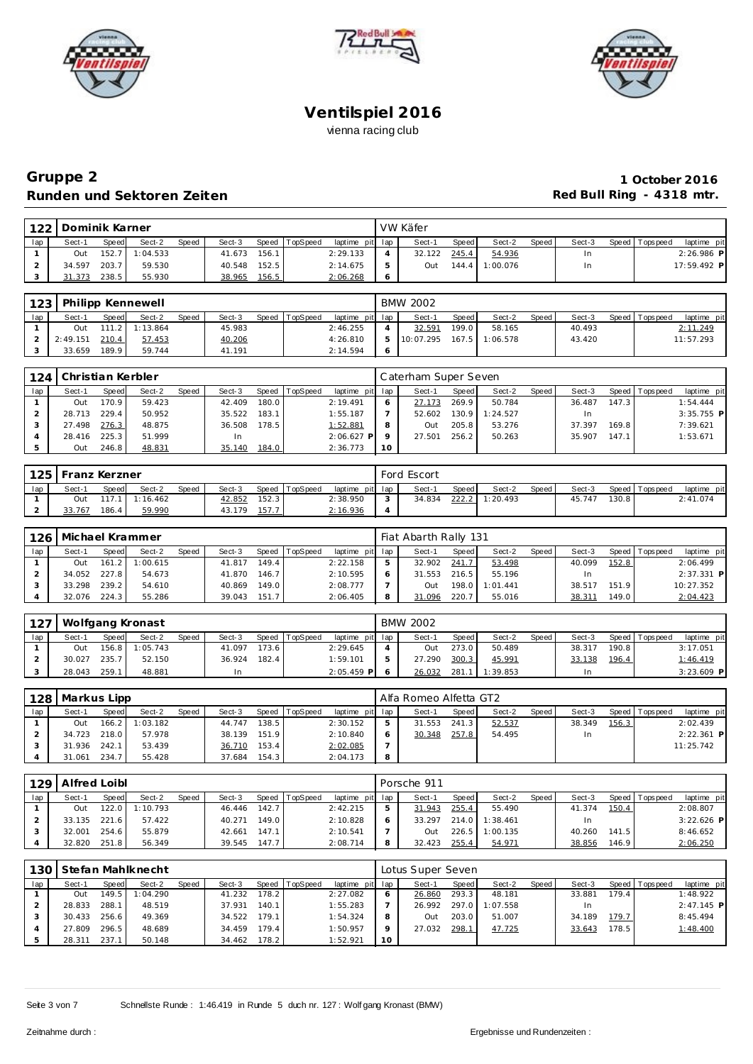# Ventilspiel 2016

vienna racing club

## Gruppe 2
## Runden und Sektoren Zeiten

**1 October 2016**
**Red Bull Ring - 4318 mtr.**

| 122 | Dominik Karner | | | | | | | | VW Käfer | | | | | | | | |
|---|---|---|---|---|---|---|---|---|---|---|---|---|---|---|---|---|---|
| lap | Sect-1 | Speed | Sect-2 | Speed | Sect-3 | Speed | TopSpeed | laptime pit | lap | Sect-1 | Speed | Sect-2 | Speed | Sect-3 | Speed | Topspeed | laptime pit |
| 1 | Out | 152.7 | 1:04.533 | | 41.673 | 156.1 | | 2:29.133 | 4 | 32.122 | 245.4 | 54.936 | | In | | | 2:26.986 P |
| 2 | 34.597 | 203.7 | 59.530 | | 40.548 | 152.5 | | 2:14.675 | 5 | Out | 144.4 | 1:00.076 | | In | | | 17:59.492 P |
| 3 | 31.373 | 238.5 | 55.930 | | 38.965 | 156.5 | | 2:06.268 | 6 | | | | | | | | |

| 123 | Philipp Kennewell | | | | | | | | BMW 2002 | | | | | | | | |
|---|---|---|---|---|---|---|---|---|---|---|---|---|---|---|---|---|---|
| lap | Sect-1 | Speed | Sect-2 | Speed | Sect-3 | Speed | TopSpeed | laptime pit | lap | Sect-1 | Speed | Sect-2 | Speed | Sect-3 | Speed | Topspeed | laptime pit |
| 1 | Out | 111.2 | 1:13.864 | | 45.983 | | | 2:46.255 | 4 | 32.591 | 199.0 | 58.165 | | 40.493 | | | 2:11.249 |
| 2 | 2:49.151 | 210.4 | 57.453 | | 40.206 | | | 4:26.810 | 5 | 10:07.295 | 167.5 | 1:06.578 | | 43.420 | | | 11:57.293 |
| 3 | 33.659 | 189.9 | 59.744 | | 41.191 | | | 2:14.594 | 6 | | | | | | | | |

| 124 | Christian Kerbler | | | | | | | | Caterham Super Seven | | | | | | | | |
|---|---|---|---|---|---|---|---|---|---|---|---|---|---|---|---|---|---|
| lap | Sect-1 | Speed | Sect-2 | Speed | Sect-3 | Speed | TopSpeed | laptime pit | lap | Sect-1 | Speed | Sect-2 | Speed | Sect-3 | Speed | Topspeed | laptime pit |
| 1 | Out | 170.9 | 59.423 | | 42.409 | 180.0 | | 2:19.491 | 6 | 27.173 | 269.9 | 50.784 | | 36.487 | 147.3 | | 1:54.444 |
| 2 | 28.713 | 229.4 | 50.952 | | 35.522 | 183.1 | | 1:55.187 | 7 | 52.602 | 130.9 | 1:24.527 | | In | | | 3:35.755 P |
| 3 | 27.498 | 276.3 | 48.875 | | 36.508 | 178.5 | | 1:52.881 | 8 | Out | 205.8 | 53.276 | | 37.397 | 169.8 | | 7:39.621 |
| 4 | 28.416 | 225.3 | 51.999 | | In | | | 2:06.627 P | 9 | 27.501 | 256.2 | 50.263 | | 35.907 | 147.1 | | 1:53.671 |
| 5 | Out | 246.8 | 48.831 | | 35.140 | 184.0 | | 2:36.773 | 10 | | | | | | | | |

| 125 | Franz Kerzner | | | | | | | | Ford Escort | | | | | | | | |
|---|---|---|---|---|---|---|---|---|---|---|---|---|---|---|---|---|---|
| lap | Sect-1 | Speed | Sect-2 | Speed | Sect-3 | Speed | TopSpeed | laptime pit | lap | Sect-1 | Speed | Sect-2 | Speed | Sect-3 | Speed | Topspeed | laptime pit |
| 1 | Out | 117.1 | 1:16.462 | | 42.852 | 152.3 | | 2:38.950 | 3 | 34.834 | 222.2 | 1:20.493 | | 45.747 | 130.8 | | 2:41.074 |
| 2 | 33.767 | 186.4 | 59.990 | | 43.179 | 157.7 | | 2:16.936 | 4 | | | | | | | | |

| 126 | Michael Krammer | | | | | | | | Fiat Abarth Rally 131 | | | | | | | | |
|---|---|---|---|---|---|---|---|---|---|---|---|---|---|---|---|---|---|
| lap | Sect-1 | Speed | Sect-2 | Speed | Sect-3 | Speed | TopSpeed | laptime pit | lap | Sect-1 | Speed | Sect-2 | Speed | Sect-3 | Speed | Topspeed | laptime pit |
| 1 | Out | 161.2 | 1:00.615 | | 41.817 | 149.4 | | 2:22.158 | 5 | 32.902 | 241.7 | 53.498 | | 40.099 | 152.8 | | 2:06.499 |
| 2 | 34.052 | 227.8 | 54.673 | | 41.870 | 146.7 | | 2:10.595 | 6 | 31.553 | 216.5 | 55.196 | | In | | | 2:37.331 P |
| 3 | 33.298 | 239.2 | 54.610 | | 40.869 | 149.0 | | 2:08.777 | 7 | Out | 198.0 | 1:01.441 | | 38.517 | 151.9 | | 10:27.352 |
| 4 | 32.076 | 224.3 | 55.286 | | 39.043 | 151.7 | | 2:06.405 | 8 | 31.096 | 220.7 | 55.016 | | 38.311 | 149.0 | | 2:04.423 |

| 127 | Wolfgang Kronast | | | | | | | | BMW 2002 | | | | | | | | |
|---|---|---|---|---|---|---|---|---|---|---|---|---|---|---|---|---|---|
| lap | Sect-1 | Speed | Sect-2 | Speed | Sect-3 | Speed | TopSpeed | laptime pit | lap | Sect-1 | Speed | Sect-2 | Speed | Sect-3 | Speed | Topspeed | laptime pit |
| 1 | Out | 156.8 | 1:05.743 | | 41.097 | 173.6 | | 2:29.645 | 4 | Out | 273.0 | 50.489 | | 38.317 | 190.8 | | 3:17.051 |
| 2 | 30.027 | 235.7 | 52.150 | | 36.924 | 182.4 | | 1:59.101 | 5 | 27.290 | 300.3 | 45.991 | | 33.138 | 196.4 | | 1:46.419 |
| 3 | 28.043 | 259.1 | 48.881 | | In | | | 2:05.459 P | 6 | 26.032 | 281.1 | 1:39.853 | | In | | | 3:23.609 P |

| 128 | Markus Lipp | | | | | | | | Alfa Romeo Alfetta GT2 | | | | | | | | |
|---|---|---|---|---|---|---|---|---|---|---|---|---|---|---|---|---|---|
| lap | Sect-1 | Speed | Sect-2 | Speed | Sect-3 | Speed | TopSpeed | laptime pit | lap | Sect-1 | Speed | Sect-2 | Speed | Sect-3 | Speed | Topspeed | laptime pit |
| 1 | Out | 166.2 | 1:03.182 | | 44.747 | 138.5 | | 2:30.152 | 5 | 31.553 | 241.3 | 52.537 | | 38.349 | 156.3 | | 2:02.439 |
| 2 | 34.723 | 218.0 | 57.978 | | 38.139 | 151.9 | | 2:10.840 | 6 | 30.348 | 257.8 | 54.495 | | In | | | 2:22.361 P |
| 3 | 31.936 | 242.1 | 53.439 | | 36.710 | 153.4 | | 2:02.085 | 7 | | | | | | | | 11:25.742 |
| 4 | 31.061 | 234.7 | 55.428 | | 37.684 | 154.3 | | 2:04.173 | 8 | | | | | | | | |

| 129 | Alfred Loibl | | | | | | | | Porsche 911 | | | | | | | | |
|---|---|---|---|---|---|---|---|---|---|---|---|---|---|---|---|---|---|
| lap | Sect-1 | Speed | Sect-2 | Speed | Sect-3 | Speed | TopSpeed | laptime pit | lap | Sect-1 | Speed | Sect-2 | Speed | Sect-3 | Speed | Topspeed | laptime pit |
| 1 | Out | 122.0 | 1:10.793 | | 46.446 | 142.7 | | 2:42.215 | 5 | 31.943 | 255.4 | 55.490 | | 41.374 | 150.4 | | 2:08.807 |
| 2 | 33.135 | 221.6 | 57.422 | | 40.271 | 149.0 | | 2:10.828 | 6 | 33.297 | 214.0 | 1:38.461 | | In | | | 3:22.626 P |
| 3 | 32.001 | 254.6 | 55.879 | | 42.661 | 147.1 | | 2:10.541 | 7 | Out | 226.5 | 1:00.135 | | 40.260 | 141.5 | | 8:46.652 |
| 4 | 32.820 | 251.8 | 56.349 | | 39.545 | 147.7 | | 2:08.714 | 8 | 32.423 | 255.4 | 54.971 | | 38.856 | 146.9 | | 2:06.250 |

| 130 | Stefan Mahlknecht | | | | | | | | Lotus Super Seven | | | | | | | | |
|---|---|---|---|---|---|---|---|---|---|---|---|---|---|---|---|---|---|
| lap | Sect-1 | Speed | Sect-2 | Speed | Sect-3 | Speed | TopSpeed | laptime pit | lap | Sect-1 | Speed | Sect-2 | Speed | Sect-3 | Speed | Topspeed | laptime pit |
| 1 | Out | 149.5 | 1:04.290 | | 41.232 | 178.2 | | 2:27.082 | 6 | 26.860 | 293.3 | 48.181 | | 33.881 | 179.4 | | 1:48.922 |
| 2 | 28.833 | 288.1 | 48.519 | | 37.931 | 140.1 | | 1:55.283 | 7 | 26.992 | 297.0 | 1:07.558 | | In | | | 2:47.145 P |
| 3 | 30.433 | 256.6 | 49.369 | | 34.522 | 179.1 | | 1:54.324 | 8 | Out | 203.0 | 51.007 | | 34.189 | 179.7 | | 8:45.494 |
| 4 | 27.809 | 296.5 | 48.689 | | 34.459 | 179.4 | | 1:50.957 | 9 | 27.032 | 298.1 | 47.725 | | 33.643 | 178.5 | | 1:48.400 |
| 5 | 28.311 | 237.1 | 50.148 | | 34.462 | 178.2 | | 1:52.921 | 10 | | | | | | | | |

Schnellste Runde : 1:46.419 in Runde 5 duch nr. 127 : Wolfgang Kronast (BMW)

Zeitnahme durch :

Ergebnisse und Rundenzeiten :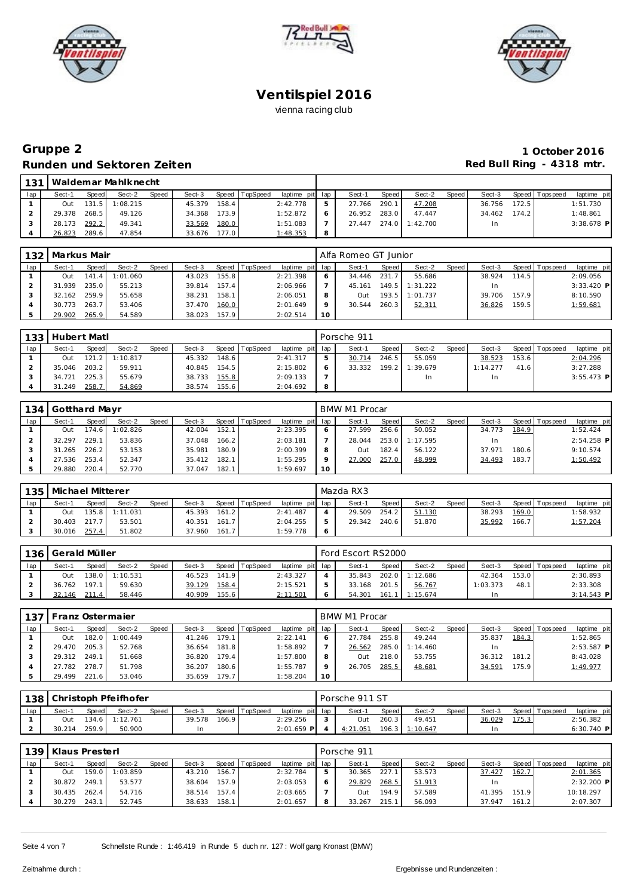# Ventilspiel 2016

vienna racing club

## Gruppe 2

**Runden und Sektoren Zeiten**

**1 October 2016**

**Red Bull Ring - 4318 mtr.**

### 131 Waldemar Mahlknecht

| lap | Sect-1 | Speed | Sect-2 | Speed | Sect-3 | Speed | TopSpeed | laptime pit | lap | Sect-1 | Speed | Sect-2 | Speed | Sect-3 | Speed | Topspeed | laptime pit |
|---|---|---|---|---|---|---|---|---|---|---|---|---|---|---|---|---|---|
| 1 | Out | 131.5 | 1:08.215 | | 45.379 | 158.4 | | 2:42.778 | 5 | 27.766 | 290.1 | 47.208 | | 36.756 | 172.5 | | 1:51.730 |
| 2 | 29.378 | 268.5 | 49.126 | | 34.368 | 173.9 | | 1:52.872 | 6 | 26.952 | 283.0 | 47.447 | | 34.462 | 174.2 | | 1:48.861 |
| 3 | 28.173 | 292.2 | 49.341 | | 33.569 | 180.0 | | 1:51.083 | 7 | 27.447 | 274.0 | 1:42.700 | | In | | | 3:38.678 P |
| 4 | 26.823 | 289.6 | 47.854 | | 33.676 | 177.0 | | 1:48.353 | 8 | | | | | | | | |

### 132 Markus Mair — Alfa Romeo GT Junior

| lap | Sect-1 | Speed | Sect-2 | Speed | Sect-3 | Speed | TopSpeed | laptime pit | lap | Sect-1 | Speed | Sect-2 | Speed | Sect-3 | Speed | Topspeed | laptime pit |
|---|---|---|---|---|---|---|---|---|---|---|---|---|---|---|---|---|---|
| 1 | Out | 141.4 | 1:01.060 | | 43.023 | 155.8 | | 2:21.398 | 6 | 34.446 | 231.7 | 55.686 | | 38.924 | 114.5 | | 2:09.056 |
| 2 | 31.939 | 235.0 | 55.213 | | 39.814 | 157.4 | | 2:06.966 | 7 | 45.161 | 149.5 | 1:31.222 | | In | | | 3:33.420 P |
| 3 | 32.162 | 259.9 | 55.658 | | 38.231 | 158.1 | | 2:06.051 | 8 | Out | 193.5 | 1:01.737 | | 39.706 | 157.9 | | 8:10.590 |
| 4 | 30.773 | 263.7 | 53.406 | | 37.470 | 160.0 | | 2:01.649 | 9 | 30.544 | 260.3 | 52.311 | | 36.826 | 159.5 | | 1:59.681 |
| 5 | 29.902 | 265.9 | 54.589 | | 38.023 | 157.9 | | 2:02.514 | 10 | | | | | | | | |

### 133 Hubert Matl — Porsche 911

| lap | Sect-1 | Speed | Sect-2 | Speed | Sect-3 | Speed | TopSpeed | laptime pit | lap | Sect-1 | Speed | Sect-2 | Speed | Sect-3 | Speed | Topspeed | laptime pit |
|---|---|---|---|---|---|---|---|---|---|---|---|---|---|---|---|---|---|
| 1 | Out | 121.2 | 1:10.817 | | 45.332 | 148.6 | | 2:41.317 | 5 | 30.714 | 246.5 | 55.059 | | 38.523 | 153.6 | | 2:04.296 |
| 2 | 35.046 | 203.2 | 59.911 | | 40.845 | 154.5 | | 2:15.802 | 6 | 33.332 | 199.2 | 1:39.679 | | 1:14.277 | 41.6 | | 3:27.288 |
| 3 | 34.721 | 225.3 | 55.679 | | 38.733 | 155.8 | | 2:09.133 | 7 | | | In | | In | | | 3:55.473 P |
| 4 | 31.249 | 258.7 | 54.869 | | 38.574 | 155.6 | | 2:04.692 | 8 | | | | | | | | |

### 134 Gotthard Mayr — BMW M1 Procar

| lap | Sect-1 | Speed | Sect-2 | Speed | Sect-3 | Speed | TopSpeed | laptime pit | lap | Sect-1 | Speed | Sect-2 | Speed | Sect-3 | Speed | Topspeed | laptime pit |
|---|---|---|---|---|---|---|---|---|---|---|---|---|---|---|---|---|---|
| 1 | Out | 174.6 | 1:02.826 | | 42.004 | 152.1 | | 2:23.395 | 6 | 27.599 | 256.6 | 50.052 | | 34.773 | 184.9 | | 1:52.424 |
| 2 | 32.297 | 229.1 | 53.836 | | 37.048 | 166.2 | | 2:03.181 | 7 | 28.044 | 253.0 | 1:17.595 | | In | | | 2:54.258 P |
| 3 | 31.265 | 226.2 | 53.153 | | 35.981 | 180.9 | | 2:00.399 | 8 | Out | 182.4 | 56.122 | | 37.971 | 180.6 | | 9:10.574 |
| 4 | 27.536 | 253.4 | 52.347 | | 35.412 | 182.1 | | 1:55.295 | 9 | 27.000 | 257.0 | 48.999 | | 34.493 | 183.7 | | 1:50.492 |
| 5 | 29.880 | 220.4 | 52.770 | | 37.047 | 182.1 | | 1:59.697 | 10 | | | | | | | | |

### 135 Michael Mitterer — Mazda RX3

| lap | Sect-1 | Speed | Sect-2 | Speed | Sect-3 | Speed | TopSpeed | laptime pit | lap | Sect-1 | Speed | Sect-2 | Speed | Sect-3 | Speed | Topspeed | laptime pit |
|---|---|---|---|---|---|---|---|---|---|---|---|---|---|---|---|---|---|
| 1 | Out | 135.8 | 1:11.031 | | 45.393 | 161.2 | | 2:41.487 | 4 | 29.509 | 254.2 | 51.130 | | 38.293 | 169.0 | | 1:58.932 |
| 2 | 30.403 | 217.7 | 53.501 | | 40.351 | 161.7 | | 2:04.255 | 5 | 29.342 | 240.6 | 51.870 | | 35.992 | 166.7 | | 1:57.204 |
| 3 | 30.016 | 257.4 | 51.802 | | 37.960 | 161.7 | | 1:59.778 | 6 | | | | | | | | |

### 136 Gerald Müller — Ford Escort RS2000

| lap | Sect-1 | Speed | Sect-2 | Speed | Sect-3 | Speed | TopSpeed | laptime pit | lap | Sect-1 | Speed | Sect-2 | Speed | Sect-3 | Speed | Topspeed | laptime pit |
|---|---|---|---|---|---|---|---|---|---|---|---|---|---|---|---|---|---|
| 1 | Out | 138.0 | 1:10.531 | | 46.523 | 141.9 | | 2:43.327 | 4 | 35.843 | 202.0 | 1:12.686 | | 42.364 | 153.0 | | 2:30.893 |
| 2 | 36.762 | 197.1 | 59.630 | | 39.129 | 158.4 | | 2:15.521 | 5 | 33.168 | 201.5 | 56.767 | | 1:03.373 | 48.1 | | 2:33.308 |
| 3 | 32.146 | 211.4 | 58.446 | | 40.909 | 155.6 | | 2:11.501 | 6 | 54.301 | 161.1 | 1:15.674 | | In | | | 3:14.543 P |

### 137 Franz Ostermaier — BMW M1 Procar

| lap | Sect-1 | Speed | Sect-2 | Speed | Sect-3 | Speed | TopSpeed | laptime pit | lap | Sect-1 | Speed | Sect-2 | Speed | Sect-3 | Speed | Topspeed | laptime pit |
|---|---|---|---|---|---|---|---|---|---|---|---|---|---|---|---|---|---|
| 1 | Out | 182.0 | 1:00.449 | | 41.246 | 179.1 | | 2:22.141 | 6 | 27.784 | 255.8 | 49.244 | | 35.837 | 184.3 | | 1:52.865 |
| 2 | 29.470 | 205.3 | 52.768 | | 36.654 | 181.8 | | 1:58.892 | 7 | 26.562 | 285.0 | 1:14.460 | | In | | | 2:53.587 P |
| 3 | 29.312 | 249.1 | 51.668 | | 36.820 | 179.4 | | 1:57.800 | 8 | Out | 218.0 | 53.755 | | 36.312 | 181.2 | | 8:43.028 |
| 4 | 27.782 | 278.7 | 51.798 | | 36.207 | 180.6 | | 1:55.787 | 9 | 26.705 | 285.5 | 48.681 | | 34.591 | 175.9 | | 1:49.977 |
| 5 | 29.499 | 221.6 | 53.046 | | 35.659 | 179.7 | | 1:58.204 | 10 | | | | | | | | |

### 138 Christoph Pfeifhofer — Porsche 911 ST

| lap | Sect-1 | Speed | Sect-2 | Speed | Sect-3 | Speed | TopSpeed | laptime pit | lap | Sect-1 | Speed | Sect-2 | Speed | Sect-3 | Speed | Topspeed | laptime pit |
|---|---|---|---|---|---|---|---|---|---|---|---|---|---|---|---|---|---|
| 1 | Out | 134.6 | 1:12.761 | | 39.578 | 166.9 | | 2:29.256 | 3 | Out | 260.3 | 49.451 | | 36.029 | 175.3 | | 2:56.382 |
| 2 | 30.214 | 259.9 | 50.900 | | In | | | 2:01.659 P | 4 | 4:21.051 | 196.3 | 1:10.647 | | In | | | 6:30.740 P |

### 139 Klaus Presterl — Porsche 911

| lap | Sect-1 | Speed | Sect-2 | Speed | Sect-3 | Speed | TopSpeed | laptime pit | lap | Sect-1 | Speed | Sect-2 | Speed | Sect-3 | Speed | Topspeed | laptime pit |
|---|---|---|---|---|---|---|---|---|---|---|---|---|---|---|---|---|---|
| 1 | Out | 159.0 | 1:03.859 | | 43.210 | 156.7 | | 2:32.784 | 5 | 30.365 | 227.1 | 53.573 | | 37.427 | 162.7 | | 2:01.365 |
| 2 | 30.872 | 249.1 | 53.577 | | 38.604 | 157.9 | | 2:03.053 | 6 | 29.829 | 268.5 | 51.913 | | In | | | 2:32.200 P |
| 3 | 30.435 | 262.4 | 54.716 | | 38.514 | 157.4 | | 2:03.665 | 7 | Out | 194.9 | 57.589 | | 41.395 | 151.9 | | 10:18.297 |
| 4 | 30.279 | 243.1 | 52.745 | | 38.633 | 158.1 | | 2:01.657 | 8 | 33.267 | 215.1 | 56.093 | | 37.947 | 161.2 | | 2:07.307 |

Schnellste Runde : 1:46.419 in Runde 5 duch nr. 127 : Wolfgang Kronast (BMW)

Zeitnahme durch :

Ergebnisse und Rundenzeiten :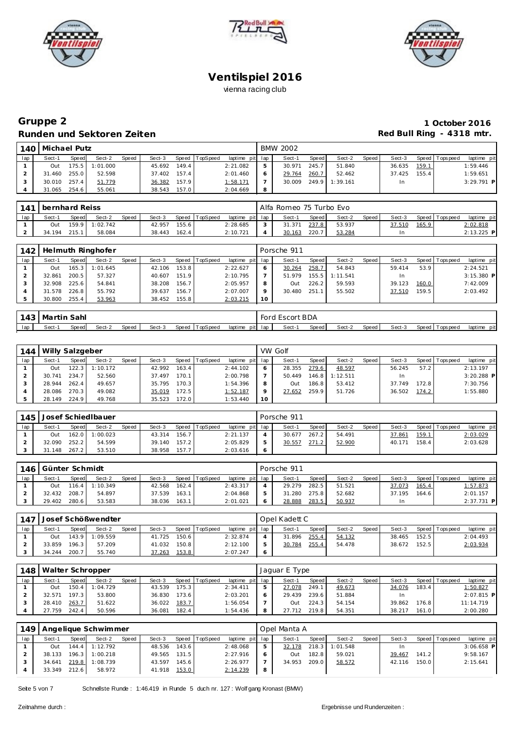# Ventilspiel 2016

vienna racing club

## Gruppe 2

**Runden und Sektoren Zeiten**

**1 October 2016**

**Red Bull Ring - 4318 mtr.**

| 140 | Michael Putz | | | | | | | | BMW 2002 | | | | | | | | |
|---|---|---|---|---|---|---|---|---|---|---|---|---|---|---|---|---|---|
| lap | Sect-1 | Speed | Sect-2 | Speed | Sect-3 | Speed | TopSpeed | laptime pit | lap | Sect-1 | Speed | Sect-2 | Speed | Sect-3 | Speed | Topspeed | laptime pit |
| 1 | Out | 175.5 | 1:01.000 | | 45.692 | 149.4 | | 2:21.082 | 5 | 30.971 | 245.7 | 51.840 | | 36.635 | 159.1 | | 1:59.446 |
| 2 | 31.460 | 255.0 | 52.598 | | 37.402 | 157.4 | | 2:01.460 | 6 | 29.764 | 260.7 | 52.462 | | 37.425 | 155.4 | | 1:59.651 |
| 3 | 30.010 | 257.4 | 51.779 | | 36.382 | 157.9 | | 1:58.171 | 7 | 30.009 | 249.9 | 1:39.161 | | In | | | 3:29.791 P |
| 4 | 31.065 | 254.6 | 55.061 | | 38.543 | 157.0 | | 2:04.669 | 8 | | | | | | | | |

| 141 | bernhard Reiss | | | | | | | | Alfa Romeo 75 Turbo Evo | | | | | | | | |
|---|---|---|---|---|---|---|---|---|---|---|---|---|---|---|---|---|---|
| lap | Sect-1 | Speed | Sect-2 | Speed | Sect-3 | Speed | TopSpeed | laptime pit | lap | Sect-1 | Speed | Sect-2 | Speed | Sect-3 | Speed | Topspeed | laptime pit |
| 1 | Out | 159.9 | 1:02.742 | | 42.957 | 155.6 | | 2:28.685 | 3 | 31.371 | 237.8 | 53.937 | | 37.510 | 165.9 | | 2:02.818 |
| 2 | 34.194 | 215.1 | 58.084 | | 38.443 | 162.4 | | 2:10.721 | 4 | 30.163 | 220.7 | 53.284 | | In | | | 2:13.225 P |

| 142 | Helmuth Ringhofer | | | | | | | | Porsche 911 | | | | | | | | |
|---|---|---|---|---|---|---|---|---|---|---|---|---|---|---|---|---|---|
| lap | Sect-1 | Speed | Sect-2 | Speed | Sect-3 | Speed | TopSpeed | laptime pit | lap | Sect-1 | Speed | Sect-2 | Speed | Sect-3 | Speed | Topspeed | laptime pit |
| 1 | Out | 165.3 | 1:01.645 | | 42.106 | 153.8 | | 2:22.627 | 6 | 30.264 | 258.7 | 54.843 | | 59.414 | 53.9 | | 2:24.521 |
| 2 | 32.861 | 200.5 | 57.327 | | 40.607 | 151.9 | | 2:10.795 | 7 | 51.979 | 155.5 | 1:11.541 | | In | | | 3:15.380 P |
| 3 | 32.908 | 225.6 | 54.841 | | 38.208 | 156.7 | | 2:05.957 | 8 | Out | 226.2 | 59.593 | | 39.123 | 160.0 | | 7:42.009 |
| 4 | 31.578 | 226.8 | 55.792 | | 39.637 | 156.7 | | 2:07.007 | 9 | 30.480 | 251.1 | 55.502 | | 37.510 | 159.5 | | 2:03.492 |
| 5 | 30.800 | 255.4 | 53.963 | | 38.452 | 155.8 | | 2:03.215 | 10 | | | | | | | | |

| 143 | Martin Sahl | | | | | | | | Ford Escort BDA | | | | | | | | |
|---|---|---|---|---|---|---|---|---|---|---|---|---|---|---|---|---|---|
| lap | Sect-1 | Speed | Sect-2 | Speed | Sect-3 | Speed | TopSpeed | laptime pit | lap | Sect-1 | Speed | Sect-2 | Speed | Sect-3 | Speed | Topspeed | laptime pit |

| 144 | Willy Salzgeber | | | | | | | | VW Golf | | | | | | | | |
|---|---|---|---|---|---|---|---|---|---|---|---|---|---|---|---|---|---|
| lap | Sect-1 | Speed | Sect-2 | Speed | Sect-3 | Speed | TopSpeed | laptime pit | lap | Sect-1 | Speed | Sect-2 | Speed | Sect-3 | Speed | Topspeed | laptime pit |
| 1 | Out | 122.3 | 1:10.172 | | 42.992 | 163.4 | | 2:44.102 | 6 | 28.355 | 279.6 | 48.597 | | 56.245 | 57.2 | | 2:13.197 |
| 2 | 30.741 | 234.7 | 52.560 | | 37.497 | 170.1 | | 2:00.798 | 7 | 50.449 | 146.8 | 1:12.511 | | In | | | 3:20.288 P |
| 3 | 28.944 | 262.4 | 49.657 | | 35.795 | 170.3 | | 1:54.396 | 8 | Out | 186.8 | 53.412 | | 37.749 | 172.8 | | 7:30.756 |
| 4 | 28.086 | 270.3 | 49.082 | | 35.019 | 172.5 | | 1:52.187 | 9 | 27.652 | 259.9 | 51.726 | | 36.502 | 174.2 | | 1:55.880 |
| 5 | 28.149 | 224.9 | 49.768 | | 35.523 | 172.0 | | 1:53.440 | 10 | | | | | | | | |

| 145 | Josef Schiedlbauer | | | | | | | | Porsche 911 | | | | | | | | |
|---|---|---|---|---|---|---|---|---|---|---|---|---|---|---|---|---|---|
| lap | Sect-1 | Speed | Sect-2 | Speed | Sect-3 | Speed | TopSpeed | laptime pit | lap | Sect-1 | Speed | Sect-2 | Speed | Sect-3 | Speed | Topspeed | laptime pit |
| 1 | Out | 162.0 | 1:00.023 | | 43.314 | 156.7 | | 2:21.137 | 4 | 30.677 | 267.2 | 54.491 | | 37.861 | 159.1 | | 2:03.029 |
| 2 | 32.090 | 252.2 | 54.599 | | 39.140 | 157.2 | | 2:05.829 | 5 | 30.557 | 271.2 | 52.900 | | 40.171 | 158.4 | | 2:03.628 |
| 3 | 31.148 | 267.2 | 53.510 | | 38.958 | 157.7 | | 2:03.616 | 6 | | | | | | | | |

| 146 | Günter Schmidt | | | | | | | | Porsche 911 | | | | | | | | |
|---|---|---|---|---|---|---|---|---|---|---|---|---|---|---|---|---|---|
| lap | Sect-1 | Speed | Sect-2 | Speed | Sect-3 | Speed | TopSpeed | laptime pit | lap | Sect-1 | Speed | Sect-2 | Speed | Sect-3 | Speed | Topspeed | laptime pit |
| 1 | Out | 116.4 | 1:10.349 | | 42.568 | 162.4 | | 2:43.317 | 4 | 29.279 | 282.5 | 51.521 | | 37.073 | 165.4 | | 1:57.873 |
| 2 | 32.432 | 208.7 | 54.897 | | 37.539 | 163.1 | | 2:04.868 | 5 | 31.280 | 275.8 | 52.682 | | 37.195 | 164.6 | | 2:01.157 |
| 3 | 29.402 | 280.6 | 53.583 | | 38.036 | 163.1 | | 2:01.021 | 6 | 28.888 | 283.5 | 50.937 | | In | | | 2:37.731 P |

| 147 | Josef Schößwendter | | | | | | | | Opel Kadett C | | | | | | | | |
|---|---|---|---|---|---|---|---|---|---|---|---|---|---|---|---|---|---|
| lap | Sect-1 | Speed | Sect-2 | Speed | Sect-3 | Speed | TopSpeed | laptime pit | lap | Sect-1 | Speed | Sect-2 | Speed | Sect-3 | Speed | Topspeed | laptime pit |
| 1 | Out | 143.9 | 1:09.559 | | 41.725 | 150.6 | | 2:32.874 | 4 | 31.896 | 255.4 | 54.132 | | 38.465 | 152.5 | | 2:04.493 |
| 2 | 33.859 | 196.3 | 57.209 | | 41.032 | 150.8 | | 2:12.100 | 5 | 30.784 | 255.4 | 54.478 | | 38.672 | 152.5 | | 2:03.934 |
| 3 | 34.244 | 200.7 | 55.740 | | 37.263 | 153.8 | | 2:07.247 | 6 | | | | | | | | |

| 148 | Walter Schropper | | | | | | | | Jaguar E Type | | | | | | | | |
|---|---|---|---|---|---|---|---|---|---|---|---|---|---|---|---|---|---|
| lap | Sect-1 | Speed | Sect-2 | Speed | Sect-3 | Speed | TopSpeed | laptime pit | lap | Sect-1 | Speed | Sect-2 | Speed | Sect-3 | Speed | Topspeed | laptime pit |
| 1 | Out | 150.4 | 1:04.729 | | 43.539 | 175.3 | | 2:34.411 | 5 | 27.078 | 249.1 | 49.673 | | 34.076 | 183.4 | | 1:50.827 |
| 2 | 32.571 | 197.3 | 53.800 | | 36.830 | 173.6 | | 2:03.201 | 6 | 29.439 | 239.6 | 51.884 | | In | | | 2:07.815 P |
| 3 | 28.410 | 263.7 | 51.622 | | 36.022 | 183.7 | | 1:56.054 | 7 | Out | 224.3 | 54.154 | | 39.862 | 176.8 | | 11:14.719 |
| 4 | 27.759 | 242.4 | 50.596 | | 36.081 | 182.4 | | 1:54.436 | 8 | 27.712 | 219.8 | 54.351 | | 38.217 | 161.0 | | 2:00.280 |

| 149 | Angelique Schwimmer | | | | | | | | Opel Manta A | | | | | | | | |
|---|---|---|---|---|---|---|---|---|---|---|---|---|---|---|---|---|---|
| lap | Sect-1 | Speed | Sect-2 | Speed | Sect-3 | Speed | TopSpeed | laptime pit | lap | Sect-1 | Speed | Sect-2 | Speed | Sect-3 | Speed | Topspeed | laptime pit |
| 1 | Out | 144.4 | 1:12.792 | | 48.536 | 143.6 | | 2:48.068 | 5 | 32.178 | 218.3 | 1:01.548 | | In | | | 3:06.658 P |
| 2 | 38.133 | 196.3 | 1:00.218 | | 49.565 | 131.5 | | 2:27.916 | 6 | Out | 182.8 | 59.021 | | 39.467 | 141.2 | | 9:58.167 |
| 3 | 34.641 | 219.8 | 1:08.739 | | 43.597 | 145.6 | | 2:26.977 | 7 | 34.953 | 209.0 | 58.572 | | 42.116 | 150.0 | | 2:15.641 |
| 4 | 33.349 | 212.6 | 58.972 | | 41.918 | 153.0 | | 2:14.239 | 8 | | | | | | | | |

Schnellste Runde : 1:46.419 in Runde 5 duch nr. 127 : Wolfgang Kronast (BMW)

Zeitnahme durch :

Ergebnisse und Rundenzeiten :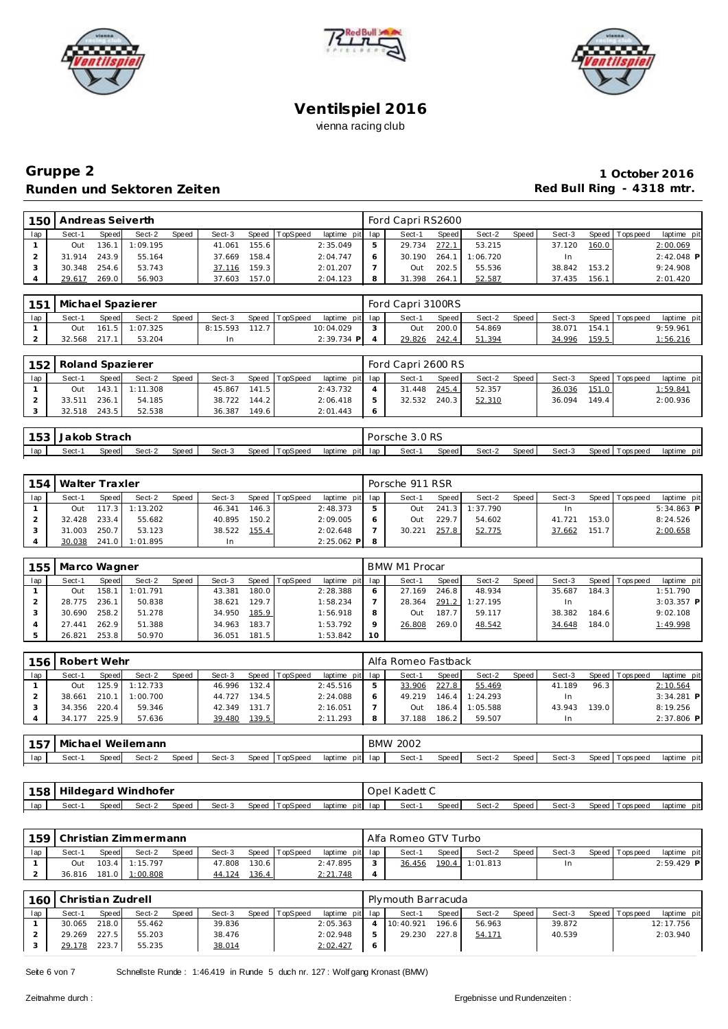# Ventilspiel 2016

vienna racing club

## Gruppe 2

**Runden und Sektoren Zeiten**

**1 October 2016**

**Red Bull Ring - 4318 mtr.**

### 150 Andreas Seiverth — Ford Capri RS2600

| lap | Sect-1 | Speed | Sect-2 | Speed | Sect-3 | Speed | TopSpeed | laptime pit |
|---|---|---|---|---|---|---|---|---|
| 1 | Out | 136.1 | 1:09.195 | | 41.061 | 155.6 | | 2:35.049 |
| 2 | 31.914 | 243.9 | 55.164 | | 37.669 | 158.4 | | 2:04.747 |
| 3 | 30.348 | 254.6 | 53.743 | | 37.116 | 159.3 | | 2:01.207 |
| 4 | 29.617 | 269.0 | 56.903 | | 37.603 | 157.0 | | 2:04.123 |
| 5 | 29.734 | 272.1 | 53.215 | | 37.120 | 160.0 | | 2:00.069 |
| 6 | 30.190 | 264.1 | 1:06.720 | | In | | | 2:42.048 P |
| 7 | Out | 202.5 | 55.536 | | 38.842 | 153.2 | | 9:24.908 |
| 8 | 31.398 | 264.1 | 52.587 | | 37.435 | 156.1 | | 2:01.420 |

### 151 Michael Spazierer — Ford Capri 3100RS

| lap | Sect-1 | Speed | Sect-2 | Speed | Sect-3 | Speed | TopSpeed | laptime pit |
|---|---|---|---|---|---|---|---|---|
| 1 | Out | 161.5 | 1:07.325 | | 8:15.593 | 112.7 | | 10:04.029 |
| 2 | 32.568 | 217.1 | 53.204 | | In | | | 2:39.734 P |
| 3 | Out | 200.0 | 54.869 | | 38.071 | 154.1 | | 9:59.961 |
| 4 | 29.826 | 242.4 | 51.394 | | 34.996 | 159.5 | | 1:56.216 |

### 152 Roland Spazierer — Ford Capri 2600 RS

| lap | Sect-1 | Speed | Sect-2 | Speed | Sect-3 | Speed | TopSpeed | laptime pit |
|---|---|---|---|---|---|---|---|---|
| 1 | Out | 143.1 | 1:11.308 | | 45.867 | 141.5 | | 2:43.732 |
| 2 | 33.511 | 236.1 | 54.185 | | 38.722 | 144.2 | | 2:06.418 |
| 3 | 32.518 | 243.5 | 52.538 | | 36.387 | 149.6 | | 2:01.443 |
| 4 | 31.448 | 245.4 | 52.357 | | 36.036 | 151.0 | | 1:59.841 |
| 5 | 32.532 | 240.3 | 52.310 | | 36.094 | 149.4 | | 2:00.936 |
| 6 | | | | | | | | |

### 153 Jakob Strach — Porsche 3.0 RS

| lap | Sect-1 | Speed | Sect-2 | Speed | Sect-3 | Speed | TopSpeed | laptime pit |
|---|---|---|---|---|---|---|---|---|

### 154 Walter Traxler — Porsche 911 RSR

| lap | Sect-1 | Speed | Sect-2 | Speed | Sect-3 | Speed | TopSpeed | laptime pit |
|---|---|---|---|---|---|---|---|---|
| 1 | Out | 117.3 | 1:13.202 | | 46.341 | 146.3 | | 2:48.373 |
| 2 | 32.428 | 233.4 | 55.682 | | 40.895 | 150.2 | | 2:09.005 |
| 3 | 31.003 | 250.7 | 53.123 | | 38.522 | 155.4 | | 2:02.648 |
| 4 | 30.038 | 241.0 | 1:01.895 | | In | | | 2:25.062 P |
| 5 | Out | 241.3 | 1:37.790 | | In | | | 5:34.863 P |
| 6 | Out | 229.7 | 54.602 | | 41.721 | 153.0 | | 8:24.526 |
| 7 | 30.221 | 257.8 | 52.775 | | 37.662 | 151.7 | | 2:00.658 |
| 8 | | | | | | | | |

### 155 Marco Wagner — BMW M1 Procar

| lap | Sect-1 | Speed | Sect-2 | Speed | Sect-3 | Speed | TopSpeed | laptime pit |
|---|---|---|---|---|---|---|---|---|
| 1 | Out | 158.1 | 1:01.791 | | 43.381 | 180.0 | | 2:28.388 |
| 2 | 28.775 | 236.1 | 50.838 | | 38.621 | 129.7 | | 1:58.234 |
| 3 | 30.690 | 258.2 | 51.278 | | 34.950 | 185.9 | | 1:56.918 |
| 4 | 27.441 | 262.9 | 51.388 | | 34.963 | 183.7 | | 1:53.792 |
| 5 | 26.821 | 253.8 | 50.970 | | 36.051 | 181.5 | | 1:53.842 |
| 6 | 27.169 | 246.8 | 48.934 | | 35.687 | 184.3 | | 1:51.790 |
| 7 | 28.364 | 291.2 | 1:27.195 | | In | | | 3:03.357 P |
| 8 | Out | 187.7 | 59.117 | | 38.382 | 184.6 | | 9:02.108 |
| 9 | 26.808 | 269.0 | 48.542 | | 34.648 | 184.0 | | 1:49.998 |
| 10 | | | | | | | | |

### 156 Robert Wehr — Alfa Romeo Fastback

| lap | Sect-1 | Speed | Sect-2 | Speed | Sect-3 | Speed | TopSpeed | laptime pit |
|---|---|---|---|---|---|---|---|---|
| 1 | Out | 125.9 | 1:12.733 | | 46.996 | 132.4 | | 2:45.516 |
| 2 | 38.661 | 210.1 | 1:00.700 | | 44.727 | 134.5 | | 2:24.088 |
| 3 | 34.356 | 220.4 | 59.346 | | 42.349 | 131.7 | | 2:16.051 |
| 4 | 34.177 | 225.9 | 57.636 | | 39.480 | 139.5 | | 2:11.293 |
| 5 | 33.906 | 227.8 | 55.469 | | 41.189 | 96.3 | | 2:10.564 |
| 6 | 49.219 | 146.4 | 1:24.293 | | In | | | 3:34.281 P |
| 7 | Out | 186.4 | 1:05.588 | | 43.943 | 139.0 | | 8:19.256 |
| 8 | 37.188 | 186.2 | 59.507 | | In | | | 2:37.806 P |

### 157 Michael Weilemann — BMW 2002

| lap | Sect-1 | Speed | Sect-2 | Speed | Sect-3 | Speed | TopSpeed | laptime pit |
|---|---|---|---|---|---|---|---|---|

### 158 Hildegard Windhofer — Opel Kadett C

| lap | Sect-1 | Speed | Sect-2 | Speed | Sect-3 | Speed | TopSpeed | laptime pit |
|---|---|---|---|---|---|---|---|---|

### 159 Christian Zimmermann — Alfa Romeo GTV Turbo

| lap | Sect-1 | Speed | Sect-2 | Speed | Sect-3 | Speed | TopSpeed | laptime pit |
|---|---|---|---|---|---|---|---|---|
| 1 | Out | 103.4 | 1:15.797 | | 47.808 | 130.6 | | 2:47.895 |
| 2 | 36.816 | 181.0 | 1:00.808 | | 44.124 | 136.4 | | 2:21.748 |
| 3 | 36.456 | 190.4 | 1:01.813 | | In | | | 2:59.429 P |
| 4 | | | | | | | | |

### 160 Christian Zudrell — Plymouth Barracuda

| lap | Sect-1 | Speed | Sect-2 | Speed | Sect-3 | Speed | TopSpeed | laptime pit |
|---|---|---|---|---|---|---|---|---|
| 1 | 30.065 | 218.0 | 55.462 | | 39.836 | | | 2:05.363 |
| 2 | 29.269 | 227.5 | 55.203 | | 38.476 | | | 2:02.948 |
| 3 | 29.178 | 223.7 | 55.235 | | 38.014 | | | 2:02.427 |
| 4 | 10:40.921 | 196.6 | 56.963 | | 39.872 | | | 12:17.756 |
| 5 | 29.230 | 227.8 | 54.171 | | 40.539 | | | 2:03.940 |
| 6 | | | | | | | | |

Schnellste Runde : 1:46.419 in Runde 5 duch nr. 127 : Wolfgang Kronast (BMW)

Zeitnahme durch :

Ergebnisse und Rundenzeiten :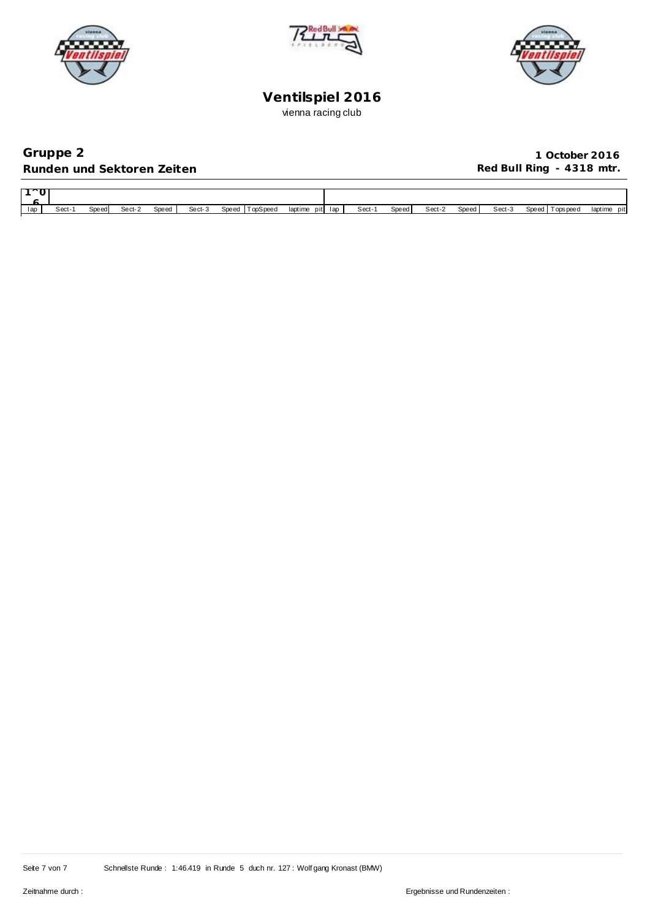# Ventilspiel 2016

vienna racing club

## Gruppe 2

## Runden und Sektoren Zeiten

**1 October 2016**

**Red Bull Ring - 4318 mtr.**

| 1^0 6 | | | | | | | | | | | | | | | | | | |
|---|---|---|---|---|---|---|---|---|---|---|---|---|---|---|---|---|---|---|
| lap | Sect-1 | Speed | Sect-2 | Speed | Sect-3 | Speed | TopSpeed | laptime | pit | lap | Sect-1 | Speed | Sect-2 | Speed | Sect-3 | Speed | Topspeed | laptime pit |

Schnellste Runde : 1:46.419 in Runde 5 duch nr. 127 : Wolfgang Kronast (BMW)

Zeitnahme durch :

Ergebnisse und Rundenzeiten :